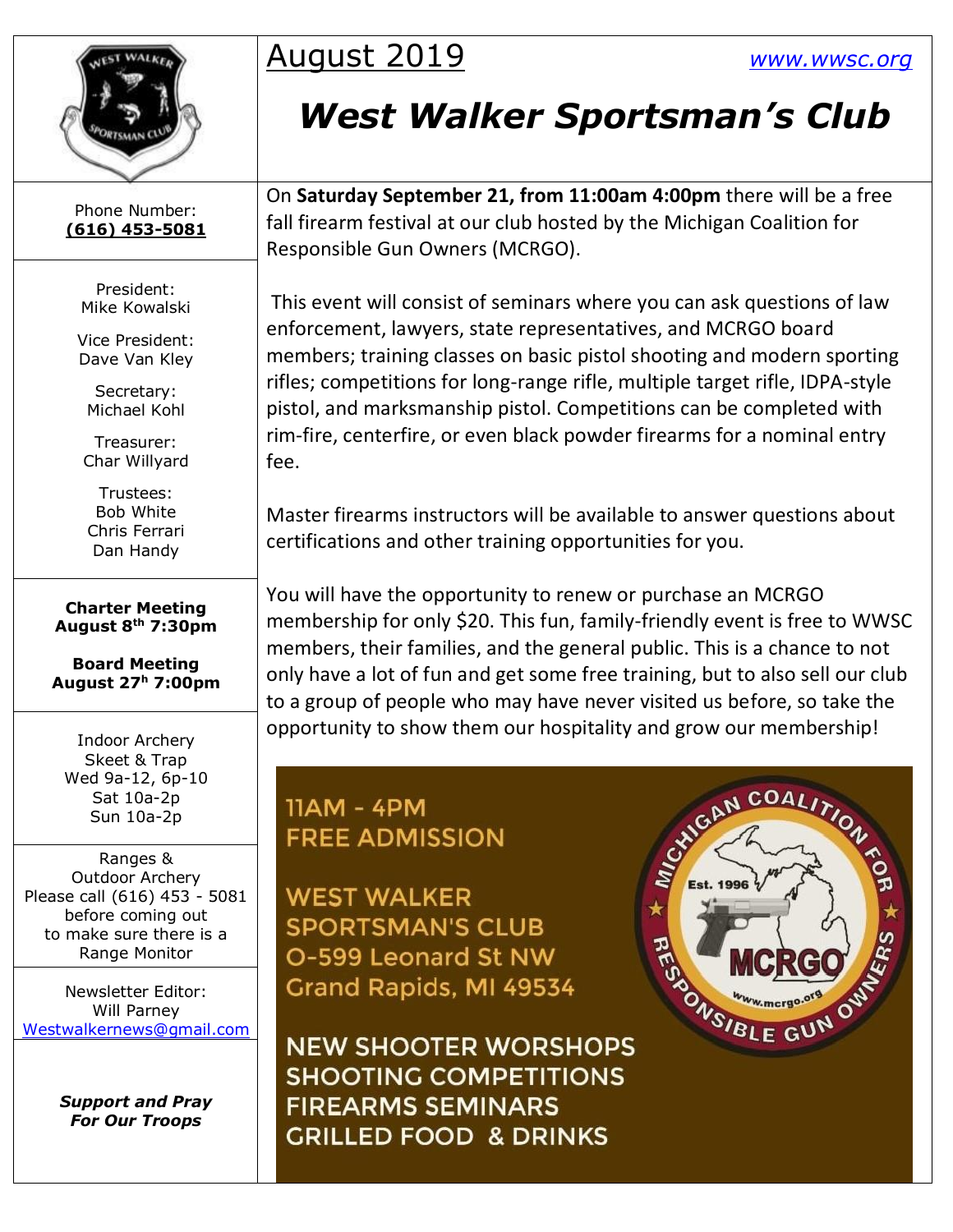# August 2019

www.wwsc.org

# *West Walker Sportsman's Club*

Phone Number:
**(616) 453-5081**

President:
Mike Kowalski

Vice President:
Dave Van Kley

Secretary:
Michael Kohl

Treasurer:
Char Willyard

Trustees:
Bob White
Chris Ferrari
Dan Handy

**Charter Meeting**
**August 8th 7:30pm**

**Board Meeting**
**August 27h 7:00pm**

Indoor Archery
Skeet & Trap
Wed 9a-12, 6p-10
Sat 10a-2p
Sun 10a-2p

Ranges &
Outdoor Archery
Please call (616) 453 - 5081
before coming out
to make sure there is a
Range Monitor

Newsletter Editor:
Will Parney
Westwalkernews@gmail.com

***Support and Pray***
***For Our Troops***

On **Saturday September 21, from 11:00am 4:00pm** there will be a free fall firearm festival at our club hosted by the Michigan Coalition for Responsible Gun Owners (MCRGO).

This event will consist of seminars where you can ask questions of law enforcement, lawyers, state representatives, and MCRGO board members; training classes on basic pistol shooting and modern sporting rifles; competitions for long-range rifle, multiple target rifle, IDPA-style pistol, and marksmanship pistol. Competitions can be completed with rim-fire, centerfire, or even black powder firearms for a nominal entry fee.

Master firearms instructors will be available to answer questions about certifications and other training opportunities for you.

You will have the opportunity to renew or purchase an MCRGO membership for only $20. This fun, family-friendly event is free to WWSC members, their families, and the general public. This is a chance to not only have a lot of fun and get some free training, but to also sell our club to a group of people who may have never visited us before, so take the opportunity to show them our hospitality and grow our membership!

11AM - 4PM
FREE ADMISSION

WEST WALKER
SPORTSMAN'S CLUB
O-599 Leonard St NW
Grand Rapids, MI 49534

NEW SHOOTER WORSHOPS
SHOOTING COMPETITIONS
FIREARMS SEMINARS
GRILLED FOOD & DRINKS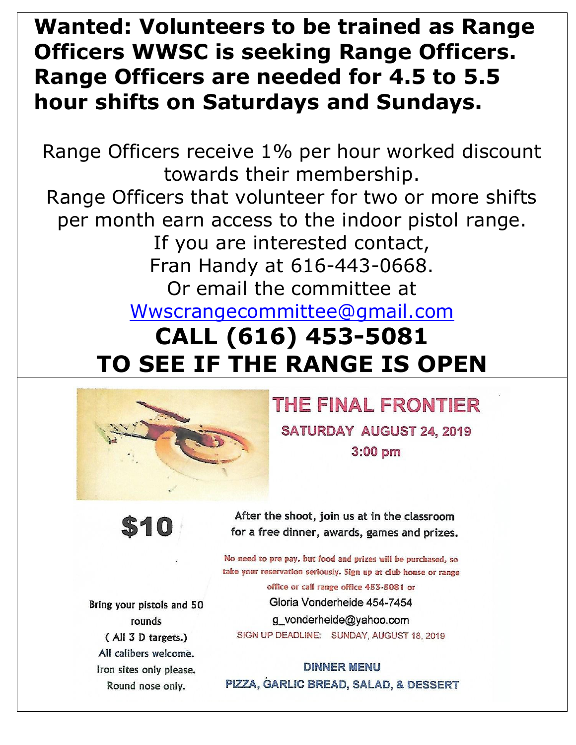**Wanted: Volunteers to be trained as Range Officers WWSC is seeking Range Officers. Range Officers are needed for 4.5 to 5.5 hour shifts on Saturdays and Sundays.**

Range Officers receive 1% per hour worked discount towards their membership.
Range Officers that volunteer for two or more shifts per month earn access to the indoor pistol range.
If you are interested contact,
Fran Handy at 616-443-0668.
Or email the committee at
[Wwscrangecommittee@gmail.com](mailto:Wwscrangecommittee@gmail.com)

## CALL (616) 453-5081 TO SEE IF THE RANGE IS OPEN

---

# THE FINAL FRONTIER

**SATURDAY AUGUST 24, 2019**

**3:00 pm**

**$10**

After the shoot, join us at in the classroom for a free dinner, awards, games and prizes.

No need to pre pay, but food and prizes will be purchased, so take your reservation seriously. Sign up at club house or range office or call range office 453-5081 or
Gloria Vonderheide 454-7454
g_vonderheide@yahoo.com
SIGN UP DEADLINE: SUNDAY, AUGUST 18, 2019

Bring your pistols and 50 rounds
( All 3 D targets.)
All calibers welcome.
Iron sites only please.
Round nose only.

**DINNER MENU**
PIZZA, GARLIC BREAD, SALAD, & DESSERT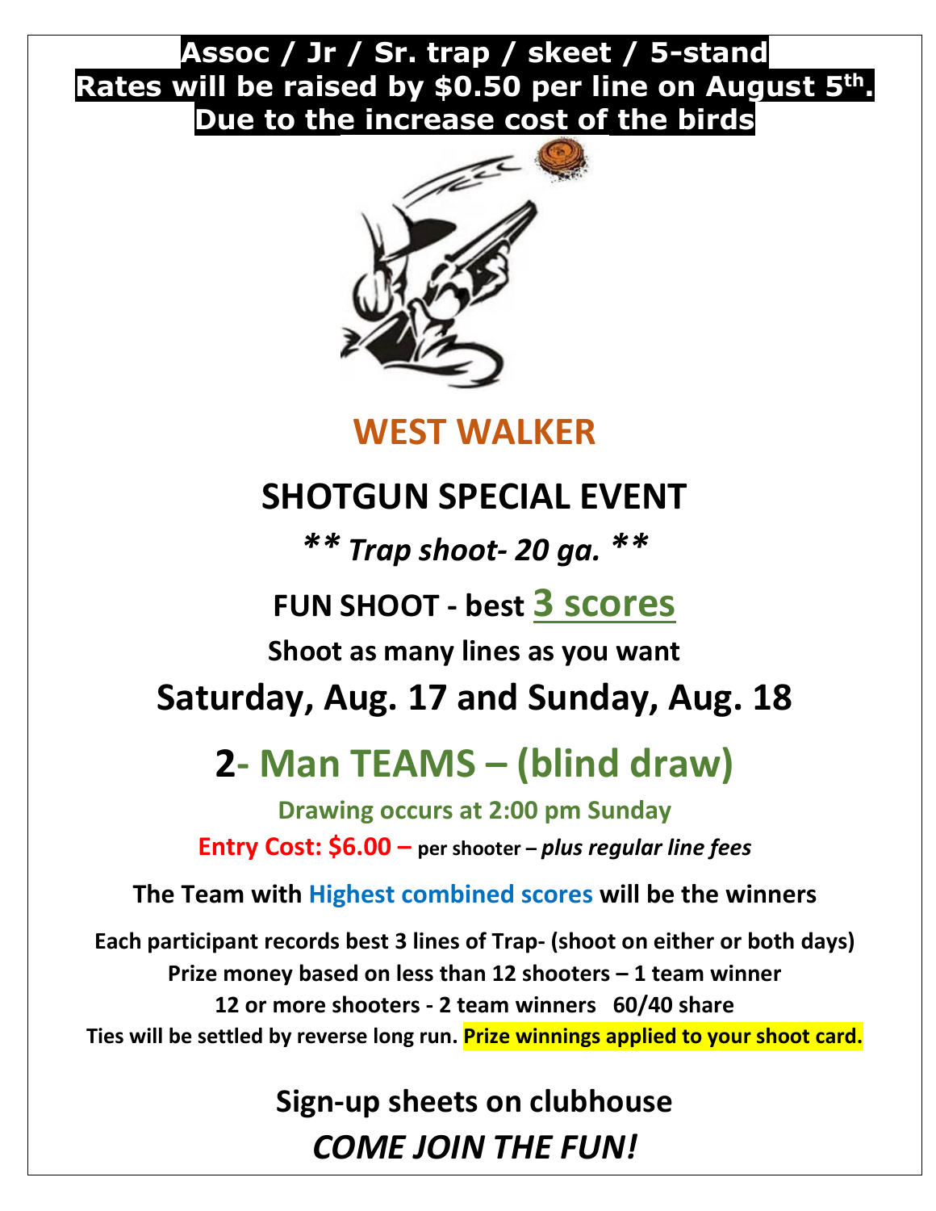**Assoc / Jr / Sr. trap / skeet / 5-stand**
**Rates will be raised by $0.50 per line on August 5th.**
**Due to the increase cost of the birds**

# WEST WALKER

# SHOTGUN SPECIAL EVENT

***\*\* Trap shoot- 20 ga. \*\****

## FUN SHOOT - best 3 scores

**Shoot as many lines as you want**

## Saturday, Aug. 17 and Sunday, Aug. 18

# 2- Man TEAMS – (blind draw)

**Drawing occurs at 2:00 pm Sunday**

**Entry Cost: $6.00 – per shooter – *plus regular line fees***

**The Team with Highest combined scores will be the winners**

**Each participant records best 3 lines of Trap- (shoot on either or both days)**
**Prize money based on less than 12 shooters – 1 team winner**
**12 or more shooters - 2 team winners 60/40 share**
**Ties will be settled by reverse long run. Prize winnings applied to your shoot card.**

**Sign-up sheets on clubhouse**

***COME JOIN THE FUN!***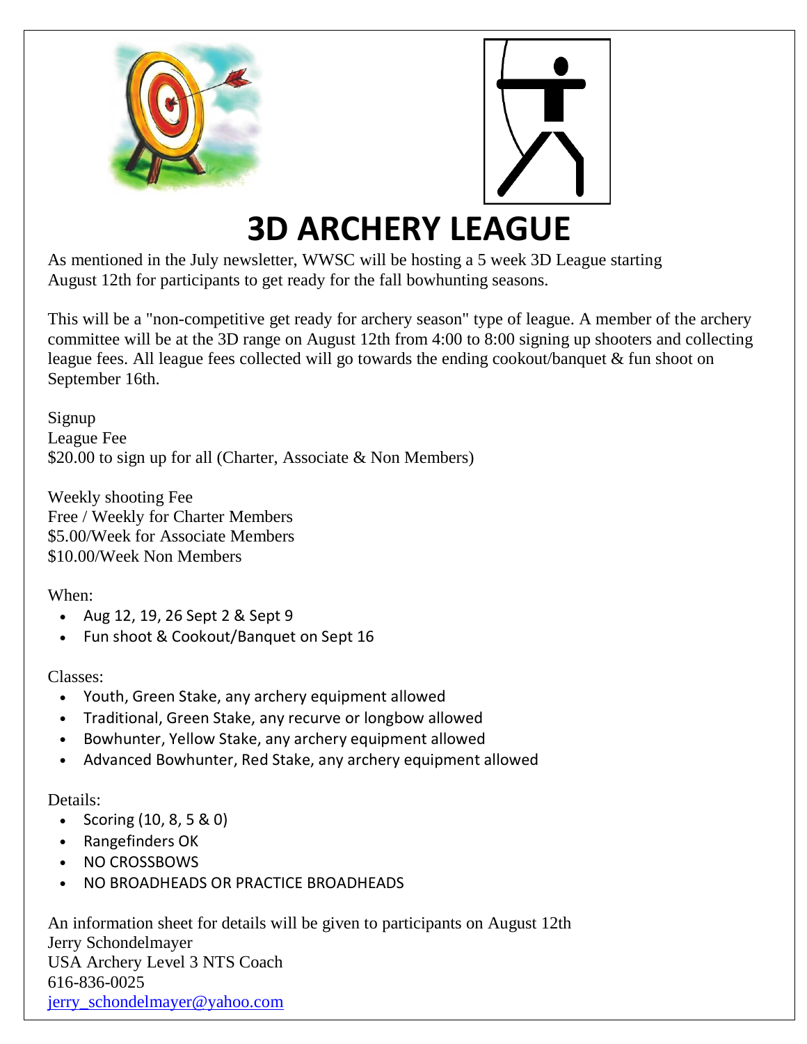# 3D ARCHERY LEAGUE

As mentioned in the July newsletter, WWSC will be hosting a 5 week 3D League starting August 12th for participants to get ready for the fall bowhunting seasons.

This will be a "non-competitive get ready for archery season" type of league. A member of the archery committee will be at the 3D range on August 12th from 4:00 to 8:00 signing up shooters and collecting league fees. All league fees collected will go towards the ending cookout/banquet & fun shoot on September 16th.

Signup
League Fee
$20.00 to sign up for all (Charter, Associate & Non Members)

Weekly shooting Fee
Free / Weekly for Charter Members
$5.00/Week for Associate Members
$10.00/Week Non Members

When:

- Aug 12, 19, 26 Sept 2 & Sept 9
- Fun shoot & Cookout/Banquet on Sept 16

Classes:

- Youth, Green Stake, any archery equipment allowed
- Traditional, Green Stake, any recurve or longbow allowed
- Bowhunter, Yellow Stake, any archery equipment allowed
- Advanced Bowhunter, Red Stake, any archery equipment allowed

Details:

- Scoring (10, 8, 5 & 0)
- Rangefinders OK
- NO CROSSBOWS
- NO BROADHEADS OR PRACTICE BROADHEADS

An information sheet for details will be given to participants on August 12th
Jerry Schondelmayer
USA Archery Level 3 NTS Coach
616-836-0025
jerry_schondelmayer@yahoo.com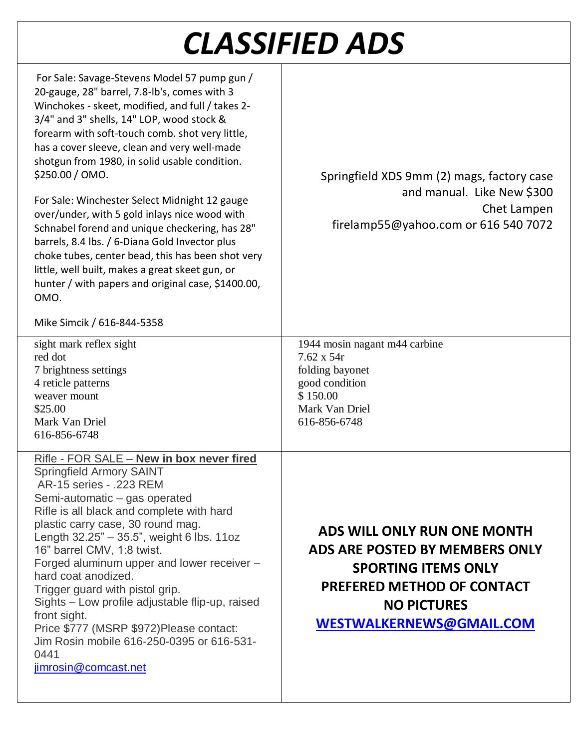# CLASSIFIED ADS

For Sale: Savage-Stevens Model 57 pump gun / 20-gauge, 28" barrel, 7.8-lb's, comes with 3 Winchokes - skeet, modified, and full / takes 2-3/4" and 3" shells, 14" LOP, wood stock & forearm with soft-touch comb. shot very little, has a cover sleeve, clean and very well-made shotgun from 1980, in solid usable condition. $250.00 / OMO.

For Sale: Winchester Select Midnight 12 gauge over/under, with 5 gold inlays nice wood with Schnabel forend and unique checkering, has 28" barrels, 8.4 lbs. / 6-Diana Gold Invector plus choke tubes, center bead, this has been shot very little, well built, makes a great skeet gun, or hunter / with papers and original case, $1400.00, OMO.

Mike Simcik / 616-844-5358

---

Springfield XDS 9mm (2) mags, factory case and manual. Like New $300
Chet Lampen
firelamp55@yahoo.com or 616 540 7072

---

sight mark reflex sight
red dot
7 brightness settings
4 reticle patterns
weaver mount
$25.00
Mark Van Driel
616-856-6748

---

1944 mosin nagant m44 carbine
7.62 x 54r
folding bayonet
good condition
$ 150.00
Mark Van Driel
616-856-6748

---

Rifle - FOR SALE – **New in box never fired**
Springfield Armory SAINT
AR-15 series - .223 REM
Semi-automatic – gas operated
Rifle is all black and complete with hard plastic carry case, 30 round mag.
Length 32.25" – 35.5", weight 6 lbs. 11oz
16" barrel CMV, 1:8 twist.
Forged aluminum upper and lower receiver – hard coat anodized.
Trigger guard with pistol grip.
Sights – Low profile adjustable flip-up, raised front sight.
Price $777 (MSRP $972)Please contact:
Jim Rosin mobile 616-250-0395 or 616-531-0441
jimrosin@comcast.net

---

**ADS WILL ONLY RUN ONE MONTH**
**ADS ARE POSTED BY MEMBERS ONLY**
**SPORTING ITEMS ONLY**
**PREFERED METHOD OF CONTACT**
**NO PICTURES**
**WESTWALKERNEWS@GMAIL.COM**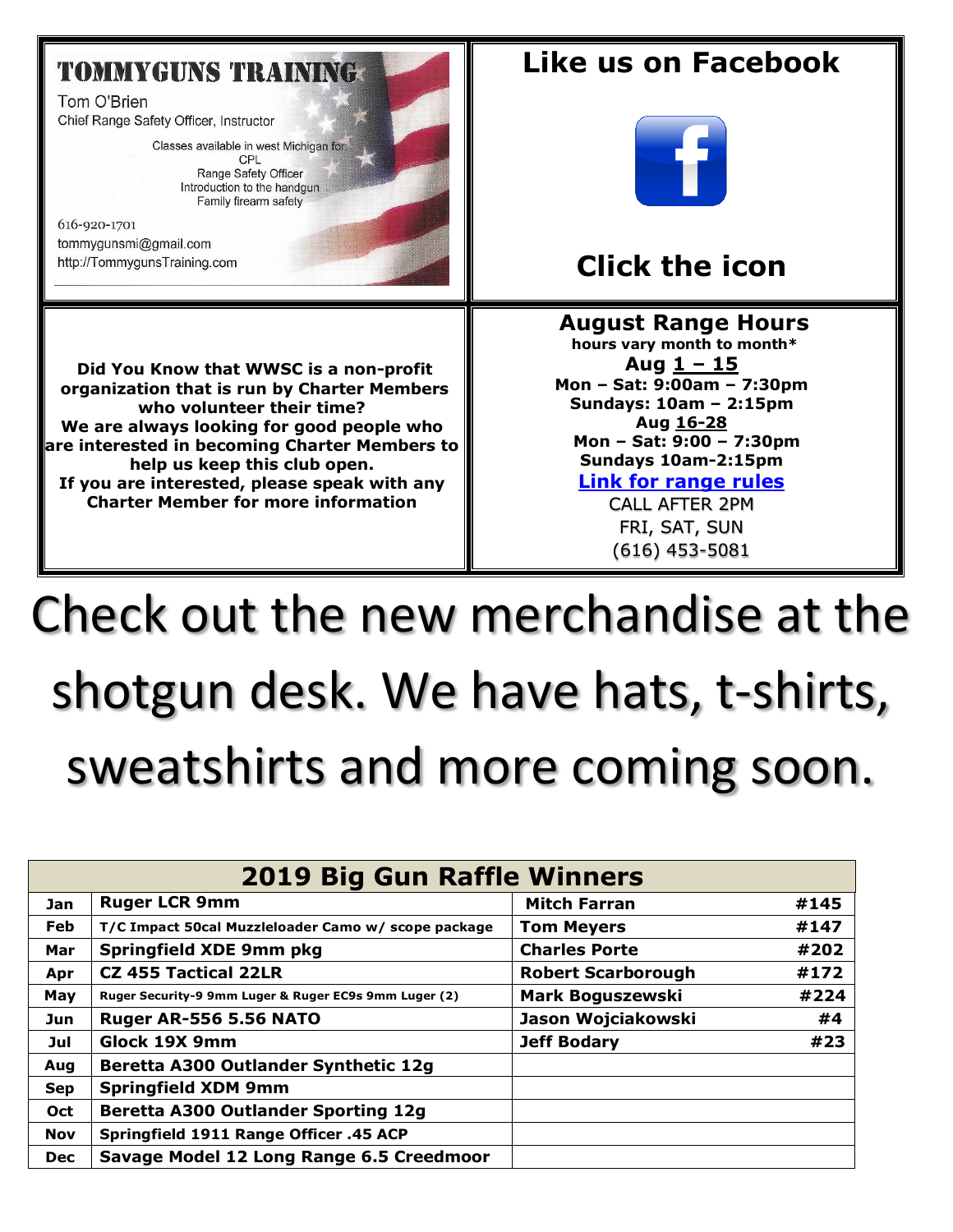**TOMMYGUNS TRAINING**

Tom O'Brien
Chief Range Safety Officer, Instructor

Classes available in west Michigan for
CPL
Range Safety Officer
Introduction to the handgun
Family firearm safety

616-920-1701
tommygunsmi@gmail.com
http://TommygunsTraining.com

# Like us on Facebook

# Click the icon

**Did You Know that WWSC is a non-profit organization that is run by Charter Members who volunteer their time?**
**We are always looking for good people who are interested in becoming Charter Members to help us keep this club open.**
**If you are interested, please speak with any Charter Member for more information**

## August Range Hours

**hours vary month to month***

**Aug 1 – 15**
**Mon – Sat: 9:00am – 7:30pm**
**Sundays: 10am – 2:15pm**
**Aug 16-28**
**Mon – Sat: 9:00 – 7:30pm**
**Sundays 10am-2:15pm**
**Link for range rules**
CALL AFTER 2PM
FRI, SAT, SUN
(616) 453-5081

# Check out the new merchandise at the shotgun desk. We have hats, t-shirts, sweatshirts and more coming soon.

| **2019 Big Gun Raffle Winners** | | | |
|---|---|---|---|
| **Jan** | **Ruger LCR 9mm** | **Mitch Farran** | **#145** |
| **Feb** | **T/C Impact 50cal Muzzleloader Camo w/ scope package** | **Tom Meyers** | **#147** |
| **Mar** | **Springfield XDE 9mm pkg** | **Charles Porte** | **#202** |
| **Apr** | **CZ 455 Tactical 22LR** | **Robert Scarborough** | **#172** |
| **May** | **Ruger Security-9 9mm Luger & Ruger EC9s 9mm Luger (2)** | **Mark Boguszewski** | **#224** |
| **Jun** | **Ruger AR-556 5.56 NATO** | **Jason Wojciakowski** | **#4** |
| **Jul** | **Glock 19X 9mm** | **Jeff Bodary** | **#23** |
| **Aug** | **Beretta A300 Outlander Synthetic 12g** | | |
| **Sep** | **Springfield XDM 9mm** | | |
| **Oct** | **Beretta A300 Outlander Sporting 12g** | | |
| **Nov** | **Springfield 1911 Range Officer .45 ACP** | | |
| **Dec** | **Savage Model 12 Long Range 6.5 Creedmoor** | | |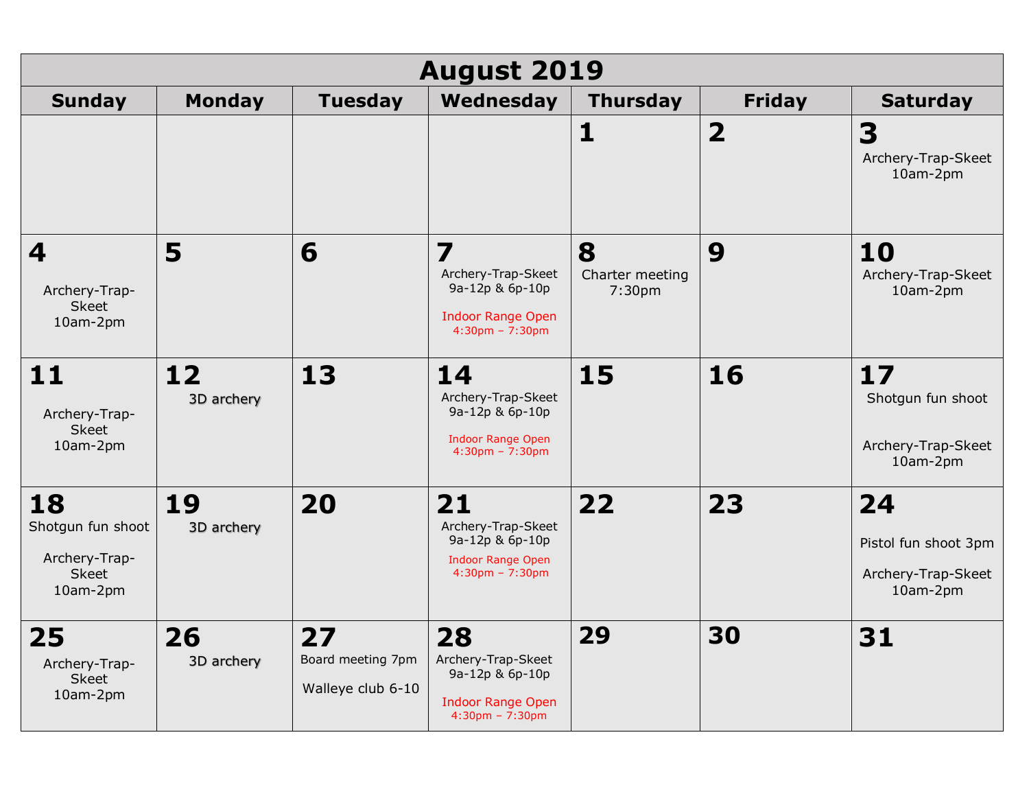# August 2019

| Sunday | Monday | Tuesday | Wednesday | Thursday | Friday | Saturday |
|---|---|---|---|---|---|---|
| | | | | **1** | **2** | **3** Archery-Trap-Skeet 10am-2pm |
| **4** Archery-Trap-Skeet 10am-2pm | **5** | **6** | **7** Archery-Trap-Skeet 9a-12p & 6p-10p Indoor Range Open 4:30pm – 7:30pm | **8** Charter meeting 7:30pm | **9** | **10** Archery-Trap-Skeet 10am-2pm |
| **11** Archery-Trap-Skeet 10am-2pm | **12** 3D archery | **13** | **14** Archery-Trap-Skeet 9a-12p & 6p-10p Indoor Range Open 4:30pm – 7:30pm | **15** | **16** | **17** Shotgun fun shoot Archery-Trap-Skeet 10am-2pm |
| **18** Shotgun fun shoot Archery-Trap-Skeet 10am-2pm | **19** 3D archery | **20** | **21** Archery-Trap-Skeet 9a-12p & 6p-10p Indoor Range Open 4:30pm – 7:30pm | **22** | **23** | **24** Pistol fun shoot 3pm Archery-Trap-Skeet 10am-2pm |
| **25** Archery-Trap-Skeet 10am-2pm | **26** 3D archery | **27** Board meeting 7pm Walleye club 6-10 | **28** Archery-Trap-Skeet 9a-12p & 6p-10p Indoor Range Open 4:30pm – 7:30pm | **29** | **30** | **31** |